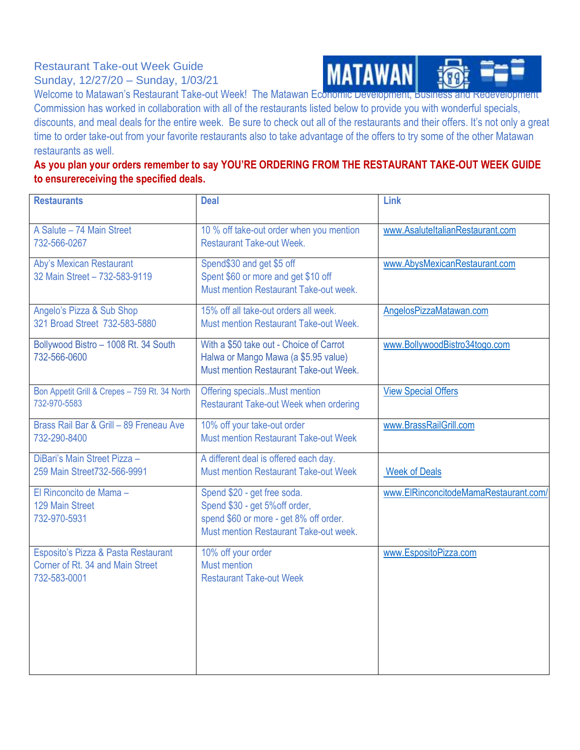Restaurant Take-out Week Guide

Sunday, 12/27/20 – Sunday, 1/03/21

Welcome to Matawan's Restaurant Take-out Week! The Matawan Economic Development, Business and Redevelopment Commission has worked in collaboration with all of the restaurants listed below to provide you with wonderful specials, discounts, and meal deals for the entire week. Be sure to check out all of the restaurants and their offers. It's not only a great time to order take-out from your favorite restaurants also to take advantage of the offers to try some of the other Matawan restaurants as well.

**As you plan your orders remember to say YOU'RE ORDERING FROM THE RESTAURANT TAKE-OUT WEEK GUIDE to ensurereceiving the specified deals.**

| Restaurants | Deal | Link |
|---|---|---|
| A Salute – 74 Main Street 732-566-0267 | 10 % off take-out order when you mention Restaurant Take-out Week. | www.AsaluteItalianRestaurant.com |
| Aby's Mexican Restaurant 32 Main Street – 732-583-9119 | Spend$30 and get $5 off Spent $60 or more and get $10 off Must mention Restaurant Take-out week. | www.AbysMexicanRestaurant.com |
| Angelo's Pizza & Sub Shop 321 Broad Street 732-583-5880 | 15% off all take-out orders all week. Must mention Restaurant Take-out Week. | AngelosPizzaMatawan.com |
| Bollywood Bistro – 1008 Rt. 34 South 732-566-0600 | With a $50 take out - Choice of Carrot Halwa or Mango Mawa (a $5.95 value) Must mention Restaurant Take-out Week. | www.BollywoodBistro34togo.com |
| Bon Appetit Grill & Crepes – 759 Rt. 34 North 732-970-5583 | Offering specials..Must mention Restaurant Take-out Week when ordering | View Special Offers |
| Brass Rail Bar & Grill – 89 Freneau Ave 732-290-8400 | 10% off your take-out order Must mention Restaurant Take-out Week | www.BrassRailGrill.com |
| DiBari's Main Street Pizza – 259 Main Street732-566-9991 | A different deal is offered each day. Must mention Restaurant Take-out Week | Week of Deals |
| El Rinconcito de Mama – 129 Main Street 732-970-5931 | Spend $20 - get free soda. Spend $30 - get 5%off order, spend $60 or more - get 8% off order. Must mention Restaurant Take-out week. | www.ElRinconcitodeMamaRestaurant.com/ |
| Esposito's Pizza & Pasta Restaurant Corner of Rt. 34 and Main Street 732-583-0001 | 10% off your order Must mention Restaurant Take-out Week | www.EspositoPizza.com |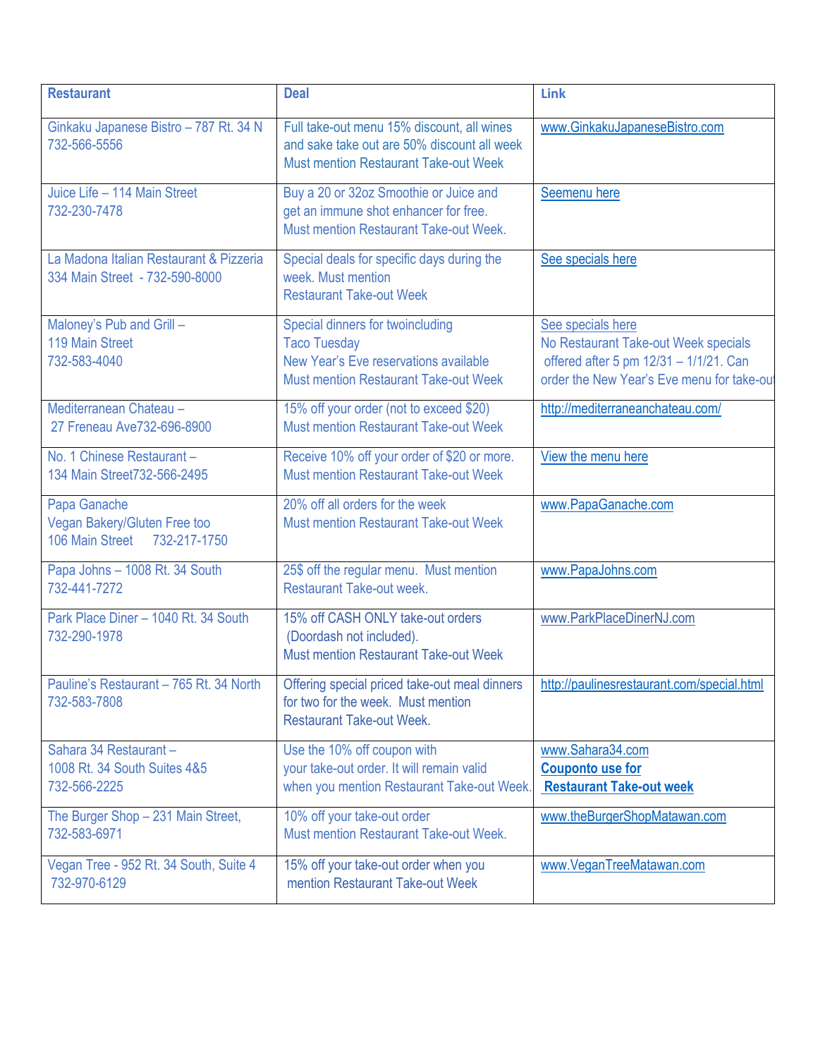| Restaurant | Deal | Link |
|---|---|---|
| Ginkaku Japanese Bistro – 787 Rt. 34 N 732-566-5556 | Full take-out menu 15% discount, all wines and sake take out are 50% discount all week Must mention Restaurant Take-out Week | www.GinkakuJapaneseBistro.com |
| Juice Life – 114 Main Street 732-230-7478 | Buy a 20 or 32oz Smoothie or Juice and get an immune shot enhancer for free. Must mention Restaurant Take-out Week. | Seemenu here |
| La Madona Italian Restaurant & Pizzeria 334 Main Street - 732-590-8000 | Special deals for specific days during the week. Must mention Restaurant Take-out Week | See specials here |
| Maloney's Pub and Grill – 119 Main Street 732-583-4040 | Special dinners for twoincluding Taco Tuesday New Year's Eve reservations available Must mention Restaurant Take-out Week | See specials here No Restaurant Take-out Week specials offered after 5 pm 12/31 – 1/1/21. Can order the New Year's Eve menu for take-out |
| Mediterranean Chateau – 27 Freneau Ave732-696-8900 | 15% off your order (not to exceed $20) Must mention Restaurant Take-out Week | http://mediterraneanchateau.com/ |
| No. 1 Chinese Restaurant – 134 Main Street732-566-2495 | Receive 10% off your order of $20 or more. Must mention Restaurant Take-out Week | View the menu here |
| Papa Ganache Vegan Bakery/Gluten Free too 106 Main Street 732-217-1750 | 20% off all orders for the week Must mention Restaurant Take-out Week | www.PapaGanache.com |
| Papa Johns – 1008 Rt. 34 South 732-441-7272 | 25$ off the regular menu. Must mention Restaurant Take-out week. | www.PapaJohns.com |
| Park Place Diner – 1040 Rt. 34 South 732-290-1978 | 15% off CASH ONLY take-out orders (Doordash not included). Must mention Restaurant Take-out Week | www.ParkPlaceDinerNJ.com |
| Pauline's Restaurant – 765 Rt. 34 North 732-583-7808 | Offering special priced take-out meal dinners for two for the week. Must mention Restaurant Take-out Week. | http://paulinesrestaurant.com/special.html |
| Sahara 34 Restaurant – 1008 Rt. 34 South Suites 4&5 732-566-2225 | Use the 10% off coupon with your take-out order. It will remain valid when you mention Restaurant Take-out Week. | www.Sahara34.com **Couponto use for Restaurant Take-out week** |
| The Burger Shop – 231 Main Street, 732-583-6971 | 10% off your take-out order Must mention Restaurant Take-out Week. | www.theBurgerShopMatawan.com |
| Vegan Tree - 952 Rt. 34 South, Suite 4 732-970-6129 | 15% off your take-out order when you mention Restaurant Take-out Week | www.VeganTreeMatawan.com |